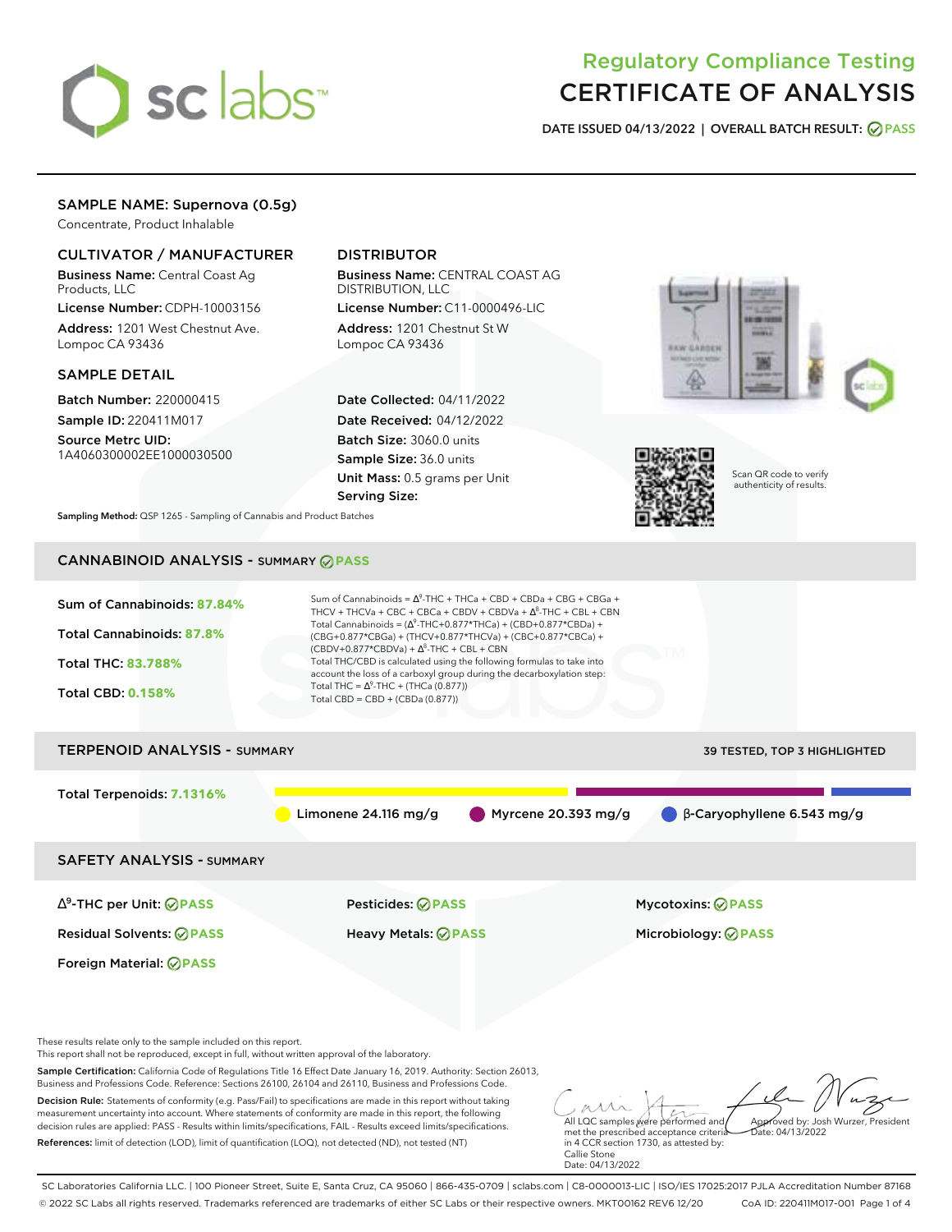# Regulatory Compliance Testing
# CERTIFICATE OF ANALYSIS

**DATE ISSUED 04/13/2022 | OVERALL BATCH RESULT: PASS**

## SAMPLE NAME: Supernova (0.5g)

Concentrate, Product Inhalable

### CULTIVATOR / MANUFACTURER

**Business Name:** Central Coast Ag Products, LLC

**License Number:** CDPH-10003156

**Address:** 1201 West Chestnut Ave. Lompoc CA 93436

### DISTRIBUTOR

**Business Name:** CENTRAL COAST AG DISTRIBUTION, LLC

**License Number:** C11-0000496-LIC

**Address:** 1201 Chestnut St W Lompoc CA 93436

### SAMPLE DETAIL

**Batch Number:** 220000415

**Sample ID:** 220411M017

**Source Metrc UID:** 1A4060300002EE1000030500

**Date Collected:** 04/11/2022

**Date Received:** 04/12/2022

**Batch Size:** 3060.0 units

**Sample Size:** 36.0 units

**Unit Mass:** 0.5 grams per Unit

**Serving Size:**

Scan QR code to verify authenticity of results.

**Sampling Method:** QSP 1265 - Sampling of Cannabis and Product Batches

## CANNABINOID ANALYSIS - SUMMARY PASS

Sum of Cannabinoids: **87.84%**

Total Cannabinoids: **87.8%**

Total THC: **83.788%**

Total CBD: **0.158%**

Sum of Cannabinoids = $\Delta^9$-THC + THCa + CBD + CBDa + CBG + CBGa + THCV + THCVa + CBC + CBCa + CBDV + CBDVa + $\Delta^8$-THC + CBL + CBN

Total Cannabinoids = ($\Delta^9$-THC+0.877*THCa) + (CBD+0.877*CBDa) + (CBG+0.877*CBGa) + (THCV+0.877*THCVa) + (CBC+0.877*CBCa) + (CBDV+0.877*CBDVa) + $\Delta^8$-THC + CBL + CBN

Total THC/CBD is calculated using the following formulas to take into account the loss of a carboxyl group during the decarboxylation step:

Total THC = $\Delta^9$-THC + (THCa (0.877))

Total CBD = CBD + (CBDa (0.877))

## TERPENOID ANALYSIS - SUMMARY

39 TESTED, TOP 3 HIGHLIGHTED

Total Terpenoids: **7.1316%**

Limonene 24.116 mg/g | Myrcene 20.393 mg/g | β-Caryophyllene 6.543 mg/g

## SAFETY ANALYSIS - SUMMARY

| | | |
|---|---|---|
| $\Delta^9$-THC per Unit: PASS | Pesticides: PASS | Mycotoxins: PASS |
| Residual Solvents: PASS | Heavy Metals: PASS | Microbiology: PASS |
| Foreign Material: PASS | | |

These results relate only to the sample included on this report.
This report shall not be reproduced, except in full, without written approval of the laboratory.

**Sample Certification:** California Code of Regulations Title 16 Effect Date January 16, 2019. Authority: Section 26013, Business and Professions Code. Reference: Sections 26100, 26104 and 26110, Business and Professions Code.

**Decision Rule:** Statements of conformity (e.g. Pass/Fail) to specifications are made in this report without taking measurement uncertainty into account. Where statements of conformity are made in this report, the following decision rules are applied: PASS - Results within limits/specifications, FAIL - Results exceed limits/specifications.

**References:** limit of detection (LOD), limit of quantification (LOQ), not detected (ND), not tested (NT)

All LQC samples were performed and met the prescribed acceptance criteria in 4 CCR section 1730, as attested by: Callie Stone Date: 04/13/2022

Approved by: Josh Wurzer, President Date: 04/13/2022

SC Laboratories California LLC. | 100 Pioneer Street, Suite E, Santa Cruz, CA 95060 | 866-435-0709 | sclabs.com | C8-0000013-LIC | ISO/IES 17025:2017 PJLA Accreditation Number 87168
© 2022 SC Labs all rights reserved. Trademarks referenced are trademarks of either SC Labs or their respective owners. MKT00162 REV6 12/20 CoA ID: 220411M017-001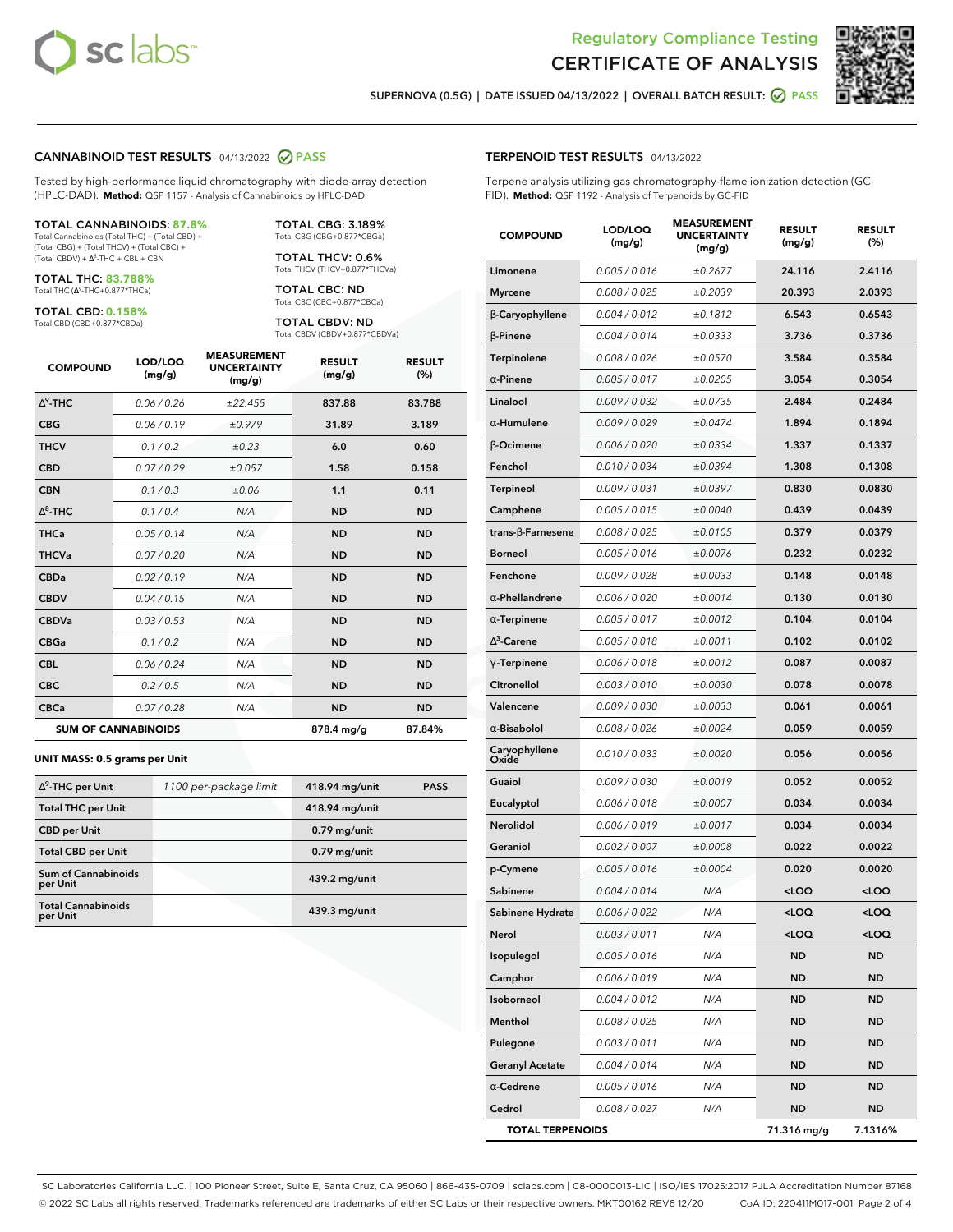Regulatory Compliance Testing
# CERTIFICATE OF ANALYSIS

SUPERNOVA (0.5G) | DATE ISSUED 04/13/2022 | OVERALL BATCH RESULT: PASS

## CANNABINOID TEST RESULTS - 04/13/2022 PASS

Tested by high-performance liquid chromatography with diode-array detection (HPLC-DAD). **Method:** QSP 1157 - Analysis of Cannabinoids by HPLC-DAD

**TOTAL CANNABINOIDS: 87.8%**
Total Cannabinoids (Total THC) + (Total CBD) + (Total CBG) + (Total THCV) + (Total CBC) + (Total CBDV) + $\Delta^8$-THC + CBL + CBN

**TOTAL THC: 83.788%**
Total THC ($\Delta^9$-THC+0.877*THCa)

**TOTAL CBD: 0.158%**
Total CBD (CBD+0.877*CBDa)

**TOTAL CBG: 3.189%**
Total CBG (CBG+0.877*CBGa)

**TOTAL THCV: 0.6%**
Total THCV (THCV+0.877*THCVa)

**TOTAL CBC: ND**
Total CBC (CBC+0.877*CBCa)

**TOTAL CBDV: ND**
Total CBDV (CBDV+0.877*CBDVa)

| COMPOUND | LOD/LOQ (mg/g) | MEASUREMENT UNCERTAINTY (mg/g) | RESULT (mg/g) | RESULT (%) |
|---|---|---|---|---|
| $\Delta^9$-THC | 0.06 / 0.26 | ±22.455 | 837.88 | 83.788 |
| CBG | 0.06 / 0.19 | ±0.979 | 31.89 | 3.189 |
| THCV | 0.1 / 0.2 | ±0.23 | 6.0 | 0.60 |
| CBD | 0.07 / 0.29 | ±0.057 | 1.58 | 0.158 |
| CBN | 0.1 / 0.3 | ±0.06 | 1.1 | 0.11 |
| $\Delta^8$-THC | 0.1 / 0.4 | N/A | ND | ND |
| THCa | 0.05 / 0.14 | N/A | ND | ND |
| THCVa | 0.07 / 0.20 | N/A | ND | ND |
| CBDa | 0.02 / 0.19 | N/A | ND | ND |
| CBDV | 0.04 / 0.15 | N/A | ND | ND |
| CBDVa | 0.03 / 0.53 | N/A | ND | ND |
| CBGa | 0.1 / 0.2 | N/A | ND | ND |
| CBL | 0.06 / 0.24 | N/A | ND | ND |
| CBC | 0.2 / 0.5 | N/A | ND | ND |
| CBCa | 0.07 / 0.28 | N/A | ND | ND |
| **SUM OF CANNABINOIDS** | | | 878.4 mg/g | 87.84% |

**UNIT MASS: 0.5 grams per Unit**

| | | | |
|---|---|---|---|
| $\Delta^9$-THC per Unit | 1100 per-package limit | 418.94 mg/unit | PASS |
| Total THC per Unit | | 418.94 mg/unit | |
| CBD per Unit | | 0.79 mg/unit | |
| Total CBD per Unit | | 0.79 mg/unit | |
| Sum of Cannabinoids per Unit | | 439.2 mg/unit | |
| Total Cannabinoids per Unit | | 439.3 mg/unit | |

## TERPENOID TEST RESULTS - 04/13/2022

Terpene analysis utilizing gas chromatography-flame ionization detection (GC-FID). **Method:** QSP 1192 - Analysis of Terpenoids by GC-FID

| COMPOUND | LOD/LOQ (mg/g) | MEASUREMENT UNCERTAINTY (mg/g) | RESULT (mg/g) | RESULT (%) |
|---|---|---|---|---|
| Limonene | 0.005 / 0.016 | ±0.2677 | 24.116 | 2.4116 |
| Myrcene | 0.008 / 0.025 | ±0.2039 | 20.393 | 2.0393 |
| β-Caryophyllene | 0.004 / 0.012 | ±0.1812 | 6.543 | 0.6543 |
| β-Pinene | 0.004 / 0.014 | ±0.0333 | 3.736 | 0.3736 |
| Terpinolene | 0.008 / 0.026 | ±0.0570 | 3.584 | 0.3584 |
| α-Pinene | 0.005 / 0.017 | ±0.0205 | 3.054 | 0.3054 |
| Linalool | 0.009 / 0.032 | ±0.0735 | 2.484 | 0.2484 |
| α-Humulene | 0.009 / 0.029 | ±0.0474 | 1.894 | 0.1894 |
| β-Ocimene | 0.006 / 0.020 | ±0.0334 | 1.337 | 0.1337 |
| Fenchol | 0.010 / 0.034 | ±0.0394 | 1.308 | 0.1308 |
| Terpineol | 0.009 / 0.031 | ±0.0397 | 0.830 | 0.0830 |
| Camphene | 0.005 / 0.015 | ±0.0040 | 0.439 | 0.0439 |
| trans-β-Farnesene | 0.008 / 0.025 | ±0.0105 | 0.379 | 0.0379 |
| Borneol | 0.005 / 0.016 | ±0.0076 | 0.232 | 0.0232 |
| Fenchone | 0.009 / 0.028 | ±0.0033 | 0.148 | 0.0148 |
| α-Phellandrene | 0.006 / 0.020 | ±0.0014 | 0.130 | 0.0130 |
| α-Terpinene | 0.005 / 0.017 | ±0.0012 | 0.104 | 0.0104 |
| $\Delta^3$-Carene | 0.005 / 0.018 | ±0.0011 | 0.102 | 0.0102 |
| γ-Terpinene | 0.006 / 0.018 | ±0.0012 | 0.087 | 0.0087 |
| Citronellol | 0.003 / 0.010 | ±0.0030 | 0.078 | 0.0078 |
| Valencene | 0.009 / 0.030 | ±0.0033 | 0.061 | 0.0061 |
| α-Bisabolol | 0.008 / 0.026 | ±0.0024 | 0.059 | 0.0059 |
| Caryophyllene Oxide | 0.010 / 0.033 | ±0.0020 | 0.056 | 0.0056 |
| Guaiol | 0.009 / 0.030 | ±0.0019 | 0.052 | 0.0052 |
| Eucalyptol | 0.006 / 0.018 | ±0.0007 | 0.034 | 0.0034 |
| Nerolidol | 0.006 / 0.019 | ±0.0017 | 0.034 | 0.0034 |
| Geraniol | 0.002 / 0.007 | ±0.0008 | 0.022 | 0.0022 |
| p-Cymene | 0.005 / 0.016 | ±0.0004 | 0.020 | 0.0020 |
| Sabinene | 0.004 / 0.014 | N/A | <LOQ | <LOQ |
| Sabinene Hydrate | 0.006 / 0.022 | N/A | <LOQ | <LOQ |
| Nerol | 0.003 / 0.011 | N/A | <LOQ | <LOQ |
| Isopulegol | 0.005 / 0.016 | N/A | ND | ND |
| Camphor | 0.006 / 0.019 | N/A | ND | ND |
| Isoborneol | 0.004 / 0.012 | N/A | ND | ND |
| Menthol | 0.008 / 0.025 | N/A | ND | ND |
| Pulegone | 0.003 / 0.011 | N/A | ND | ND |
| Geranyl Acetate | 0.004 / 0.014 | N/A | ND | ND |
| α-Cedrene | 0.005 / 0.016 | N/A | ND | ND |
| Cedrol | 0.008 / 0.027 | N/A | ND | ND |
| **TOTAL TERPENOIDS** | | | 71.316 mg/g | 7.1316% |

SC Laboratories California LLC. | 100 Pioneer Street, Suite E, Santa Cruz, CA 95060 | 866-435-0709 | sclabs.com | C8-0000013-LIC | ISO/IES 17025:2017 PJLA Accreditation Number 87168
© 2022 SC Labs all rights reserved. Trademarks referenced are trademarks of either SC Labs or their respective owners. MKT00162 REV6 12/20 CoA ID: 220411M017-001